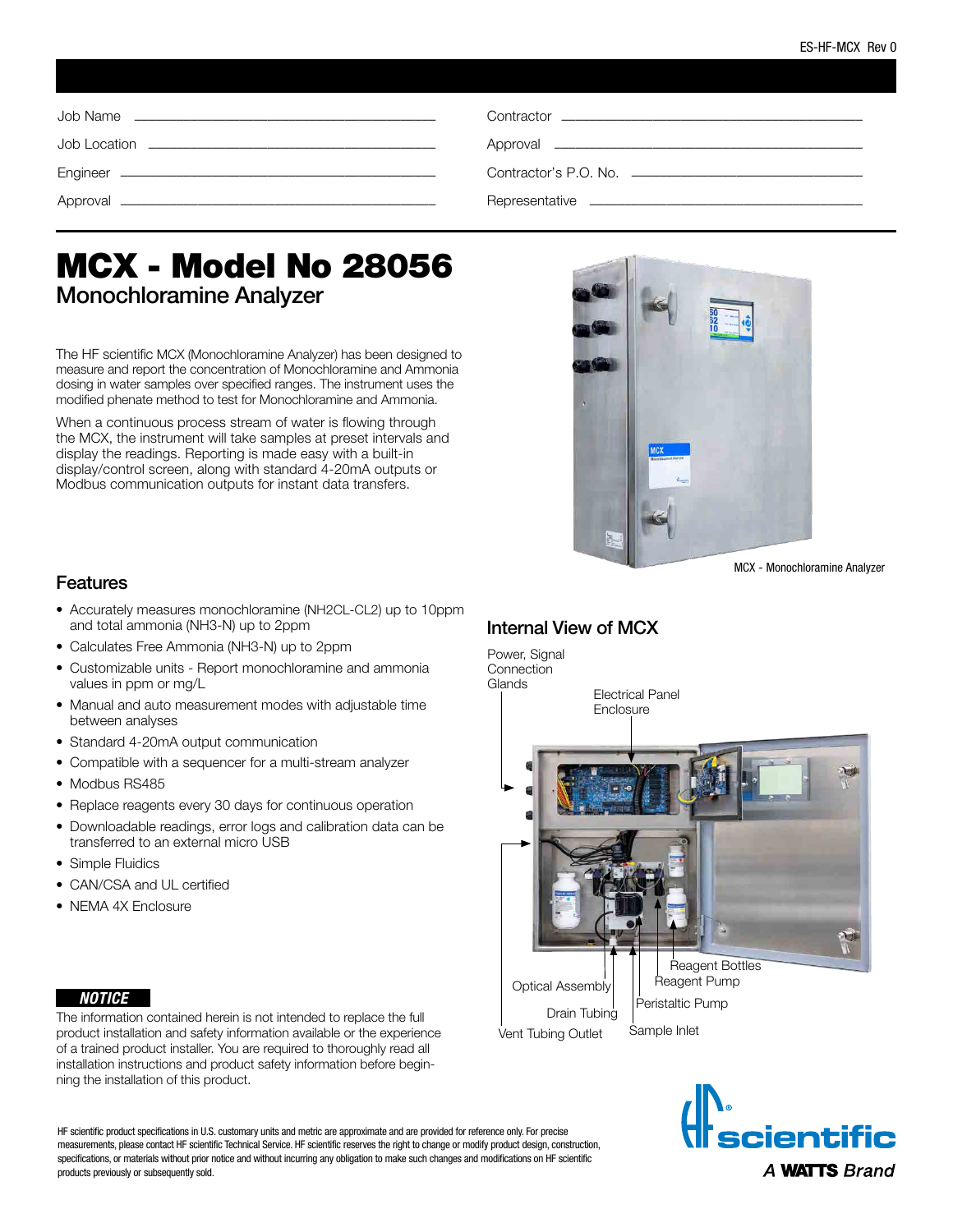ES-HF-MCX Rev 0

| Job Name ____________________ | Contractor ____________________ |
| --- | --- |
| Job Location ____________________ | Approval ____________________ |
| Engineer ____________________ | Contractor's P.O. No. ____________________ |
| Approval ____________________ | Representative ____________________ |

# MCX - Model No 28056

## Monochloramine Analyzer

The HF scientific MCX (Monochloramine Analyzer) has been designed to measure and report the concentration of Monochloramine and Ammonia dosing in water samples over specified ranges. The instrument uses the modified phenate method to test for Monochloramine and Ammonia.

When a continuous process stream of water is flowing through the MCX, the instrument will take samples at preset intervals and display the readings. Reporting is made easy with a built-in display/control screen, along with standard 4-20mA outputs or Modbus communication outputs for instant data transfers.

MCX - Monochloramine Analyzer

## Features

- Accurately measures monochloramine (NH2CL-CL2) up to 10ppm and total ammonia (NH3-N) up to 2ppm
- Calculates Free Ammonia (NH3-N) up to 2ppm
- Customizable units - Report monochloramine and ammonia values in ppm or mg/L
- Manual and auto measurement modes with adjustable time between analyses
- Standard 4-20mA output communication
- Compatible with a sequencer for a multi-stream analyzer
- Modbus RS485
- Replace reagents every 30 days for continuous operation
- Downloadable readings, error logs and calibration data can be transferred to an external micro USB
- Simple Fluidics
- CAN/CSA and UL certified
- NEMA 4X Enclosure

## Internal View of MCX

Power, Signal Connection Glands

Electrical Panel Enclosure

Reagent Bottles

Reagent Pump

Optical Assembly

Peristaltic Pump

Drain Tubing

Vent Tubing Outlet

Sample Inlet

***NOTICE***

The information contained herein is not intended to replace the full product installation and safety information available or the experience of a trained product installer. You are required to thoroughly read all installation instructions and product safety information before beginning the installation of this product.

HF scientific product specifications in U.S. customary units and metric are approximate and are provided for reference only. For precise measurements, please contact HF scientific Technical Service. HF scientific reserves the right to change or modify product design, construction, specifications, or materials without prior notice and without incurring any obligation to make such changes and modifications on HF scientific products previously or subsequently sold.

HF scientific — A WATTS Brand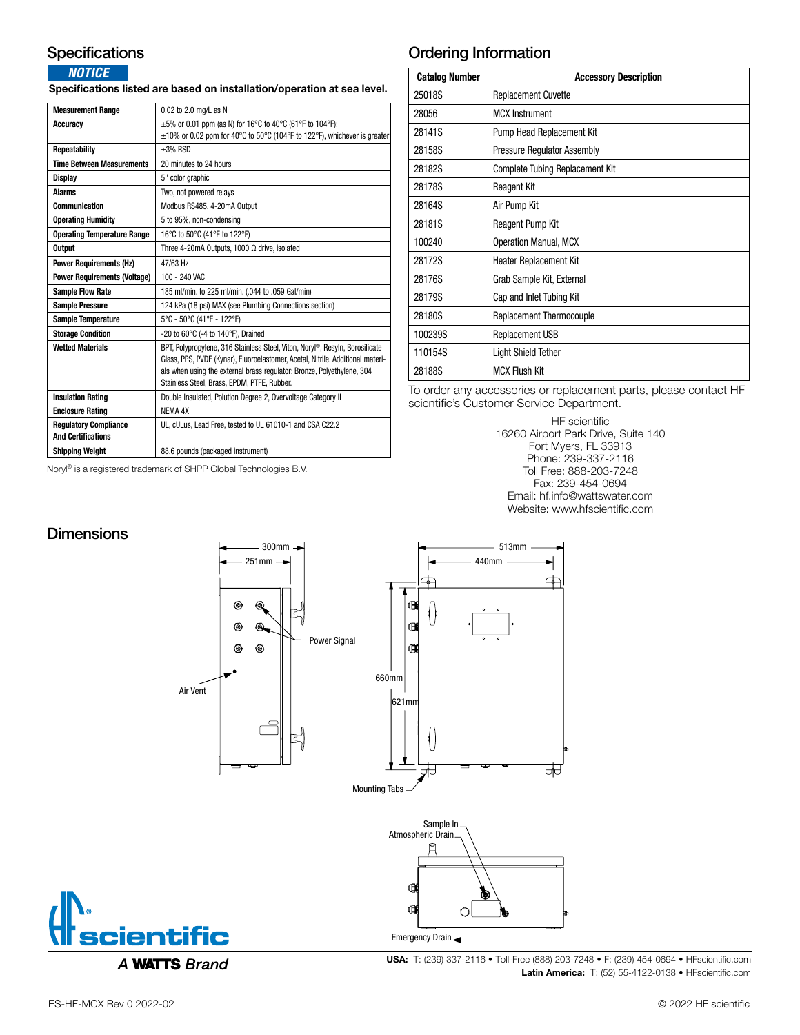## Specifications

**NOTICE**

**Specifications listed are based on installation/operation at sea level.**

| | |
|---|---|
| **Measurement Range** | 0.02 to 2.0 mg/L as N |
| **Accuracy** | ±5% or 0.01 ppm (as N) for 16°C to 40°C (61°F to 104°F); ±10% or 0.02 ppm for 40°C to 50°C (104°F to 122°F), whichever is greater |
| **Repeatability** | ±3% RSD |
| **Time Between Measurements** | 20 minutes to 24 hours |
| **Display** | 5" color graphic |
| **Alarms** | Two, not powered relays |
| **Communication** | Modbus RS485, 4-20mA Output |
| **Operating Humidity** | 5 to 95%, non-condensing |
| **Operating Temperature Range** | 16°C to 50°C (61°F to 122°F) |
| **Output** | Three 4-20mA Outputs, 1000 Ω drive, isolated |
| **Power Requirements (Hz)** | 47/63 Hz |
| **Power Requirements (Voltage)** | 100 - 240 VAC |
| **Sample Flow Rate** | 185 ml/min. to 225 ml/min. (.044 to .059 Gal/min) |
| **Sample Pressure** | 124 kPa (18 psi) MAX (see Plumbing Connections section) |
| **Sample Temperature** | 5°C - 50°C (41°F - 122°F) |
| **Storage Condition** | -20 to 60°C (-4 to 140°F), Drained |
| **Wetted Materials** | BPT, Polypropylene, 316 Stainless Steel, Viton, Noryl®, Resyln, Borosilicate Glass, PPS, PVDF (Kynar), Fluoroelastomer, Acetal, Nitrile. Additional materials when using the external brass regulator: Bronze, Polyethylene, 304 Stainless Steel, Brass, EPDM, PTFE, Rubber. |
| **Insulation Rating** | Double Insulated, Polution Degree 2, Overvoltage Category II |
| **Enclosure Rating** | NEMA 4X |
| **Regulatory Compliance And Certifications** | UL, cULus, Lead Free, tested to UL 61010-1 and CSA C22.2 |
| **Shipping Weight** | 88.6 pounds (packaged instrument) |

Noryl® is a registered trademark of SHPP Global Technologies B.V.

## Ordering Information

| Catalog Number | Accessory Description |
|---|---|
| 25018S | Replacement Cuvette |
| 28056 | MCX Instrument |
| 28141S | Pump Head Replacement Kit |
| 28158S | Pressure Regulator Assembly |
| 28182S | Complete Tubing Replacement Kit |
| 28178S | Reagent Kit |
| 28164S | Air Pump Kit |
| 28181S | Reagent Pump Kit |
| 100240 | Operation Manual, MCX |
| 28172S | Heater Replacement Kit |
| 28176S | Grab Sample Kit, External |
| 28179S | Cap and Inlet Tubing Kit |
| 28180S | Replacement Thermocouple |
| 100239S | Replacement USB |
| 110154S | Light Shield Tether |
| 28188S | MCX Flush Kit |

To order any accessories or replacement parts, please contact HF scientific's Customer Service Department.

HF scientific
16260 Airport Park Drive, Suite 140
Fort Myers, FL 33913
Phone: 239-337-2116
Toll Free: 888-203-7248
Fax: 239-454-0694
Email: hf.info@wattswater.com
Website: www.hfscientific.com

## Dimensions

300mm
251mm
Power Signal
Air Vent
513mm
440mm
660mm
621mm
Mounting Tabs
Sample In
Atmospheric Drain
Emergency Drain

HF scientific
A WATTS Brand

**USA:** T: (239) 337-2116 • Toll-Free (888) 203-7248 • F: (239) 454-0694 • HFscientific.com
**Latin America:** T: (52) 55-4122-0138 • HFscientific.com

ES-HF-MCX Rev 0 2022-02

© 2022 HF scientific